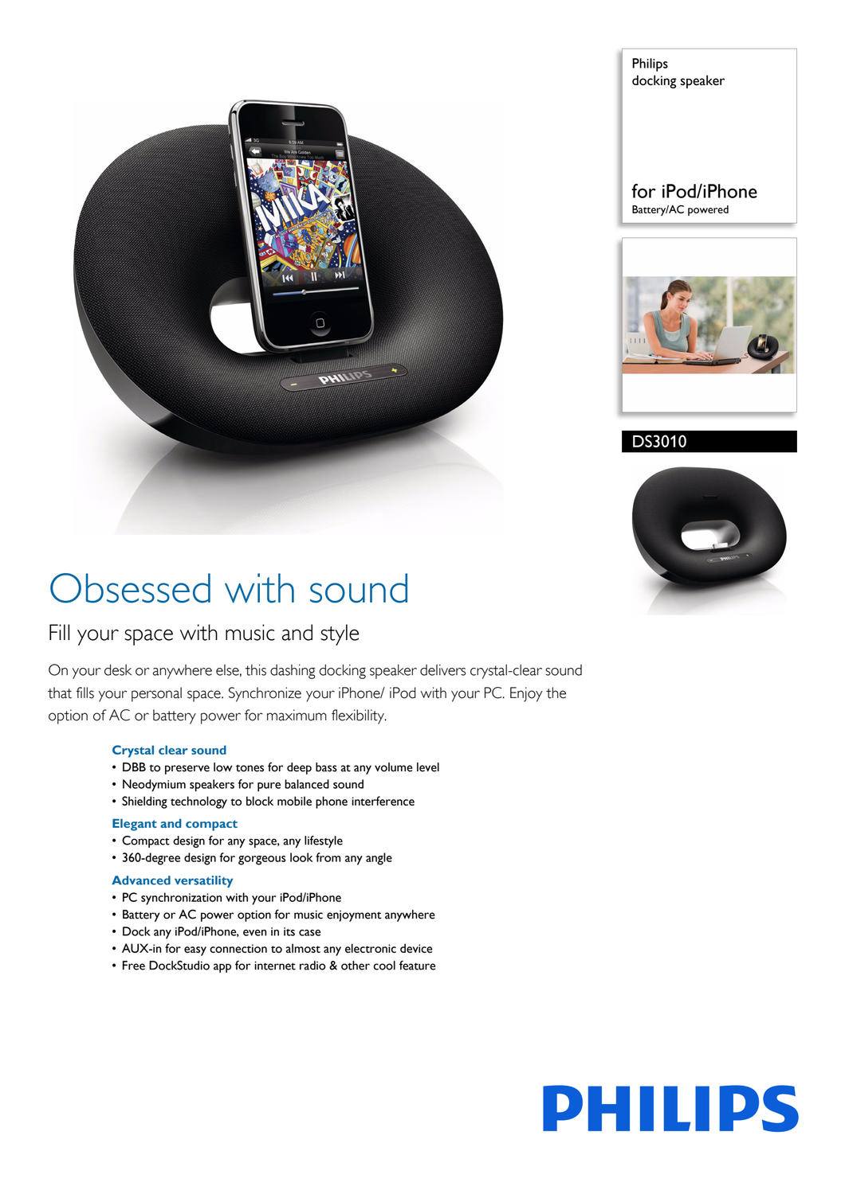Philips
docking speaker

for iPod/iPhone
Battery/AC powered

DS3010

# Obsessed with sound

## Fill your space with music and style

On your desk or anywhere else, this dashing docking speaker delivers crystal-clear sound that fills your personal space. Synchronize your iPhone/ iPod with your PC. Enjoy the option of AC or battery power for maximum flexibility.

### Crystal clear sound
- DBB to preserve low tones for deep bass at any volume level
- Neodymium speakers for pure balanced sound
- Shielding technology to block mobile phone interference

### Elegant and compact
- Compact design for any space, any lifestyle
- 360-degree design for gorgeous look from any angle

### Advanced versatility
- PC synchronization with your iPod/iPhone
- Battery or AC power option for music enjoyment anywhere
- Dock any iPod/iPhone, even in its case
- AUX-in for easy connection to almost any electronic device
- Free DockStudio app for internet radio & other cool feature

PHILIPS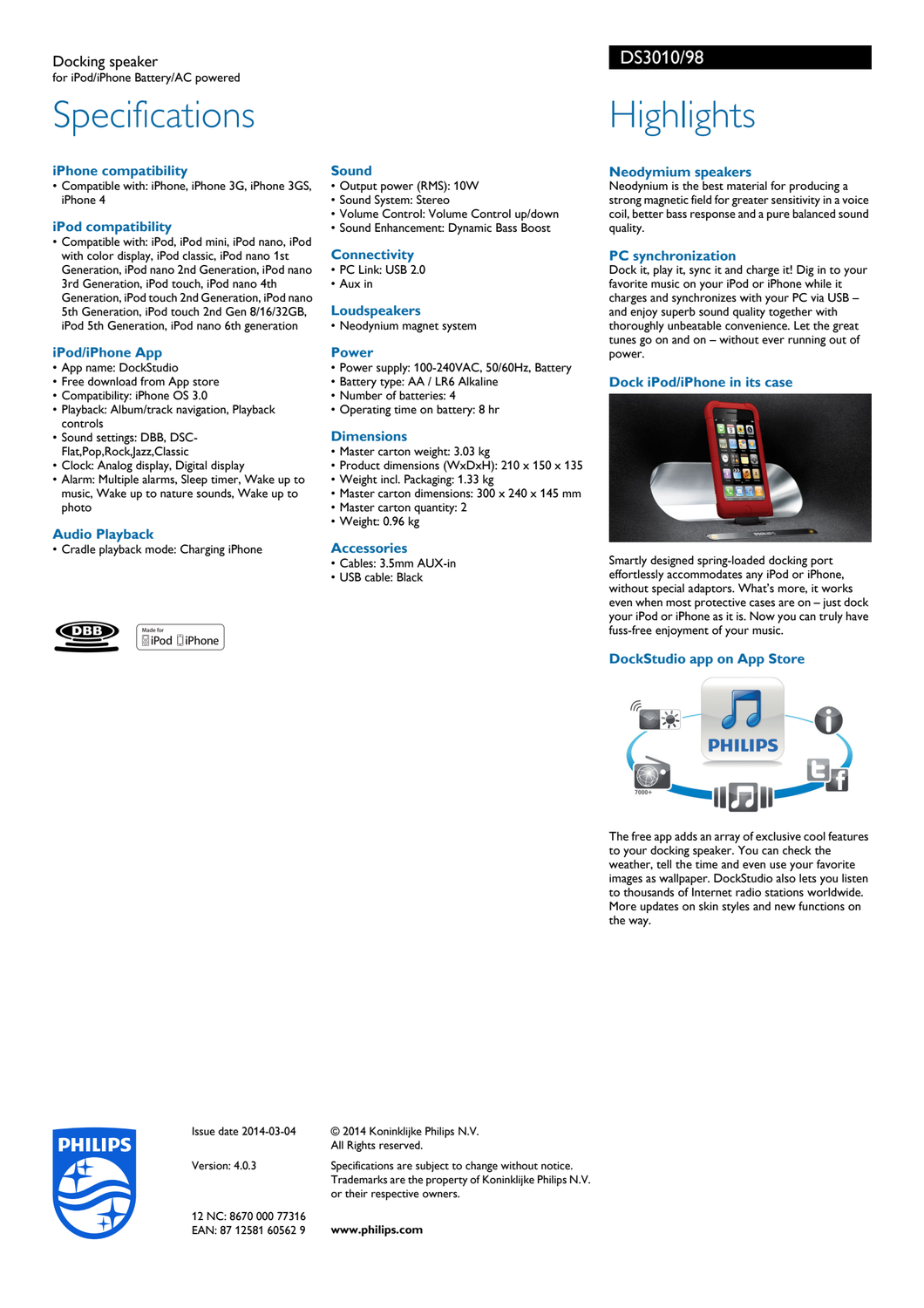Docking speaker
for iPod/iPhone Battery/AC powered

DS3010/98

# Specifications

## iPhone compatibility

- Compatible with: iPhone, iPhone 3G, iPhone 3GS, iPhone 4

## iPod compatibility

- Compatible with: iPod, iPod mini, iPod nano, iPod with color display, iPod classic, iPod nano 1st Generation, iPod nano 2nd Generation, iPod nano 3rd Generation, iPod touch, iPod nano 4th Generation, iPod touch 2nd Generation, iPod nano 5th Generation, iPod touch 2nd Gen 8/16/32GB, iPod 5th Generation, iPod nano 6th generation

## iPod/iPhone App

- App name: DockStudio
- Free download from App store
- Compatibility: iPhone OS 3.0
- Playback: Album/track navigation, Playback controls
- Sound settings: DBB, DSC-Flat,Pop,Rock,Jazz,Classic
- Clock: Analog display, Digital display
- Alarm: Multiple alarms, Sleep timer, Wake up to music, Wake up to nature sounds, Wake up to photo

## Audio Playback

- Cradle playback mode: Charging iPhone

## Sound

- Output power (RMS): 10W
- Sound System: Stereo
- Volume Control: Volume Control up/down
- Sound Enhancement: Dynamic Bass Boost

## Connectivity

- PC Link: USB 2.0
- Aux in

## Loudspeakers

- Neodymium magnet system

## Power

- Power supply: 100-240VAC, 50/60Hz, Battery
- Battery type: AA / LR6 Alkaline
- Number of batteries: 4
- Operating time on battery: 8 hr

## Dimensions

- Master carton weight: 3.03 kg
- Product dimensions (WxDxH): 210 x 150 x 135
- Weight incl. Packaging: 1.33 kg
- Master carton dimensions: 300 x 240 x 145 mm
- Master carton quantity: 2
- Weight: 0.96 kg

## Accessories

- Cables: 3.5mm AUX-in
- USB cable: Black

# Highlights

## Neodymium speakers

Neodymium is the best material for producing a strong magnetic field for greater sensitivity in a voice coil, better bass response and a pure balanced sound quality.

## PC synchronization

Dock it, play it, sync it and charge it! Dig in to your favorite music on your iPod or iPhone while it charges and synchronizes with your PC via USB – and enjoy superb sound quality together with thoroughly unbeatable convenience. Let the great tunes go on and on – without ever running out of power.

## Dock iPod/iPhone in its case

Smartly designed spring-loaded docking port effortlessly accommodates any iPod or iPhone, without special adaptors. What's more, it works even when most protective cases are on – just dock your iPod or iPhone as it is. Now you can truly have fuss-free enjoyment of your music.

## DockStudio app on App Store

The free app adds an array of exclusive cool features to your docking speaker. You can check the weather, tell the time and even use your favorite images as wallpaper. DockStudio also lets you listen to thousands of Internet radio stations worldwide. More updates on skin styles and new functions on the way.

Issue date 2014-03-04

Version: 4.0.3

12 NC: 8670 000 77316
EAN: 87 12581 60562 9

© 2014 Koninklijke Philips N.V.
All Rights reserved.

Specifications are subject to change without notice. Trademarks are the property of Koninklijke Philips N.V. or their respective owners.

www.philips.com